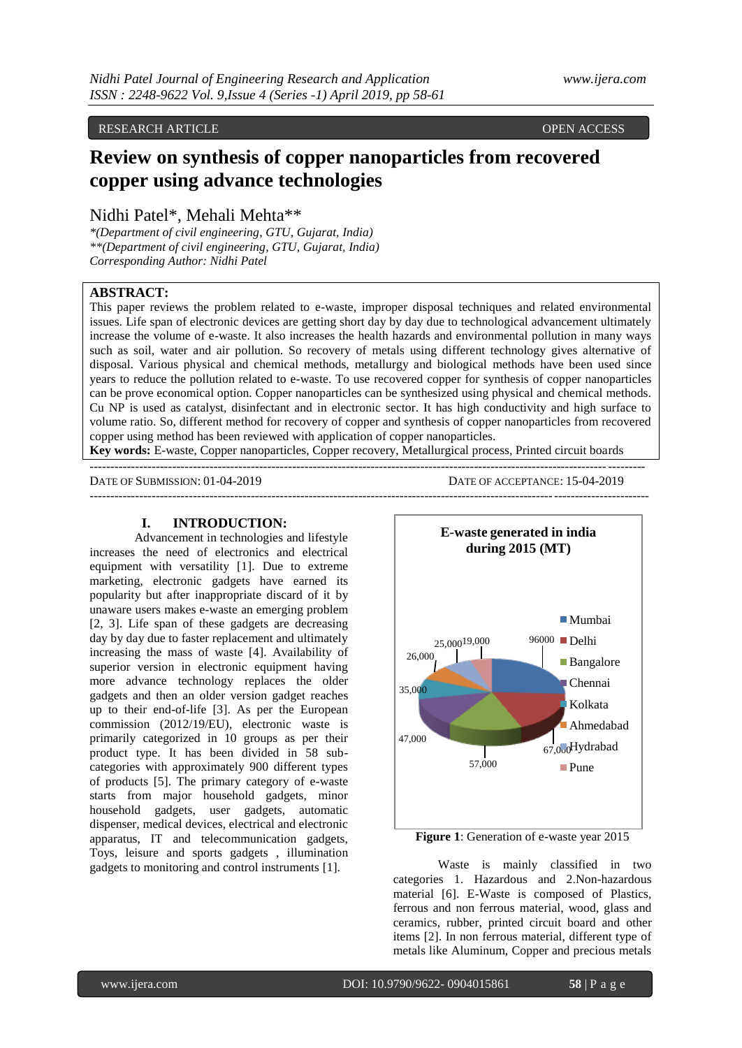RESEARCH ARTICLE OPEN ACCESS

# Review on synthesis of copper nanoparticles from recovered copper using advance technologies

Nidhi Patel*, Mehali Mehta**

*\*(Department of civil engineering, GTU, Gujarat, India)*
*\*\*(Department of civil engineering, GTU, Gujarat, India)*
*Corresponding Author: Nidhi Patel*

## ABSTRACT:

This paper reviews the problem related to e-waste, improper disposal techniques and related environmental issues. Life span of electronic devices are getting short day by day due to technological advancement ultimately increase the volume of e-waste. It also increases the health hazards and environmental pollution in many ways such as soil, water and air pollution. So recovery of metals using different technology gives alternative of disposal. Various physical and chemical methods, metallurgy and biological methods have been used since years to reduce the pollution related to e-waste. To use recovered copper for synthesis of copper nanoparticles can be prove economical option. Copper nanoparticles can be synthesized using physical and chemical methods. Cu NP is used as catalyst, disinfectant and in electronic sector. It has high conductivity and high surface to volume ratio. So, different method for recovery of copper and synthesis of copper nanoparticles from recovered copper using method has been reviewed with application of copper nanoparticles.

**Key words:** E-waste, Copper nanoparticles, Copper recovery, Metallurgical process, Printed circuit boards

DATE OF SUBMISSION: 01-04-2019 DATE OF ACCEPTANCE: 15-04-2019

## I. INTRODUCTION:

Advancement in technologies and lifestyle increases the need of electronics and electrical equipment with versatility [1]. Due to extreme marketing, electronic gadgets have earned its popularity but after inappropriate discard of it by unaware users makes e-waste an emerging problem [2, 3]. Life span of these gadgets are decreasing day by day due to faster replacement and ultimately increasing the mass of waste [4]. Availability of superior version in electronic equipment having more advance technology replaces the older gadgets and then an older version gadget reaches up to their end-of-life [3]. As per the European commission (2012/19/EU), electronic waste is primarily categorized in 10 groups as per their product type. It has been divided in 58 sub-categories with approximately 900 different types of products [5]. The primary category of e-waste starts from major household gadgets, minor household gadgets, user gadgets, automatic dispenser, medical devices, electrical and electronic apparatus, IT and telecommunication gadgets, Toys, leisure and sports gadgets , illumination gadgets to monitoring and control instruments [1].

**E-waste generated in india during 2015 (MT)**

| City | E-waste (MT) |
|---|---|
| Mumbai | 96000 |
| Delhi | 67,000 |
| Bangalore | 57,000 |
| Chennai | 47,000 |
| Kolkata | 35,000 |
| Ahmedabad | 26,000 |
| Hydrabad | 25,000 |
| Pune | 19,000 |

**Figure 1**: Generation of e-waste year 2015

Waste is mainly classified in two categories 1. Hazardous and 2.Non-hazardous material [6]. E-Waste is composed of Plastics, ferrous and non ferrous material, wood, glass and ceramics, rubber, printed circuit board and other items [2]. In non ferrous material, different type of metals like Aluminum, Copper and precious metals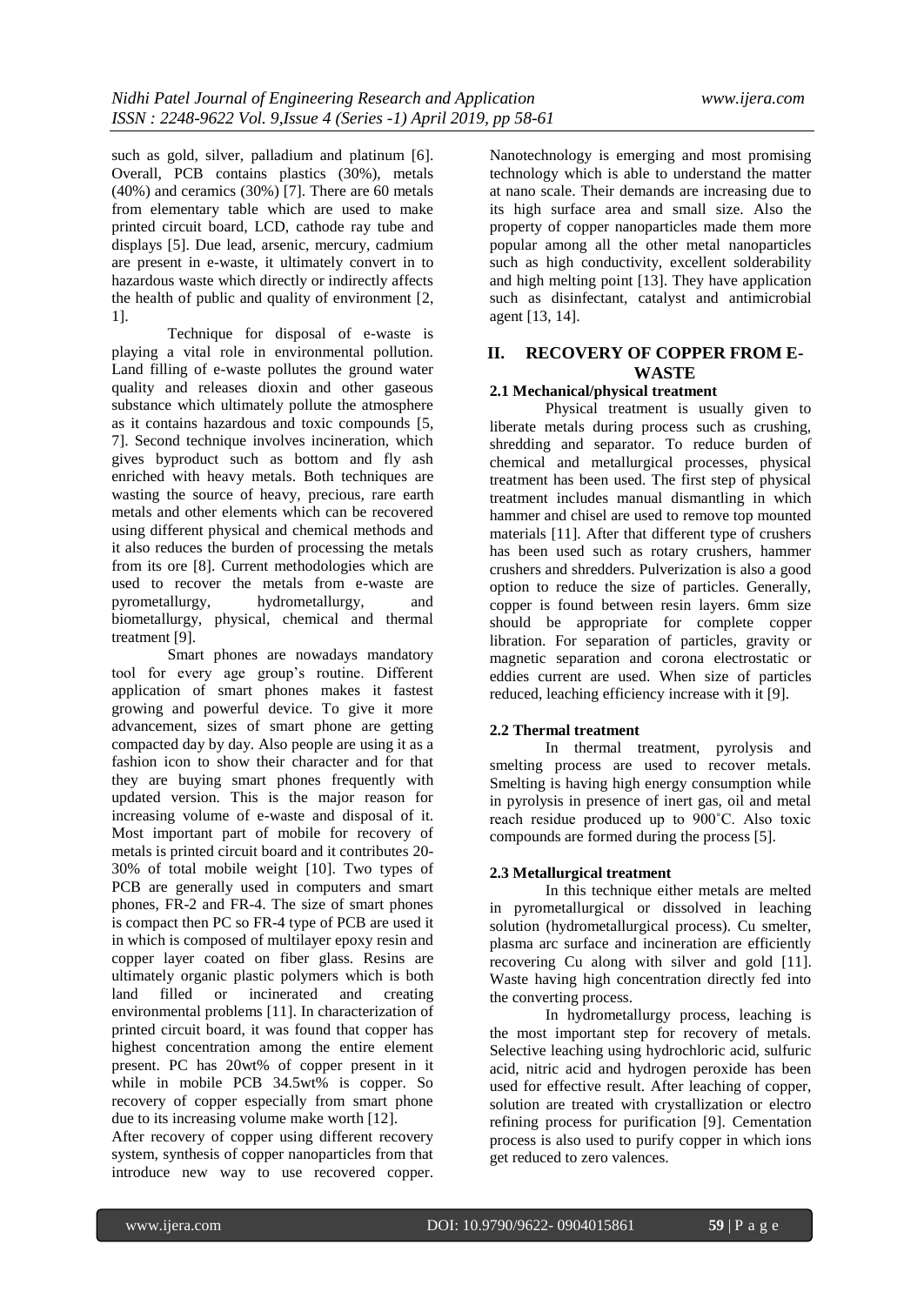such as gold, silver, palladium and platinum [6]. Overall, PCB contains plastics (30%), metals (40%) and ceramics (30%) [7]. There are 60 metals from elementary table which are used to make printed circuit board, LCD, cathode ray tube and displays [5]. Due lead, arsenic, mercury, cadmium are present in e-waste, it ultimately convert in to hazardous waste which directly or indirectly affects the health of public and quality of environment [2, 1].

Technique for disposal of e-waste is playing a vital role in environmental pollution. Land filling of e-waste pollutes the ground water quality and releases dioxin and other gaseous substance which ultimately pollute the atmosphere as it contains hazardous and toxic compounds [5, 7]. Second technique involves incineration, which gives byproduct such as bottom and fly ash enriched with heavy metals. Both techniques are wasting the source of heavy, precious, rare earth metals and other elements which can be recovered using different physical and chemical methods and it also reduces the burden of processing the metals from its ore [8]. Current methodologies which are used to recover the metals from e-waste are pyrometallurgy, hydrometallurgy, and biometallurgy, physical, chemical and thermal treatment [9].

Smart phones are nowadays mandatory tool for every age group's routine. Different application of smart phones makes it fastest growing and powerful device. To give it more advancement, sizes of smart phone are getting compacted day by day. Also people are using it as a fashion icon to show their character and for that they are buying smart phones frequently with updated version. This is the major reason for increasing volume of e-waste and disposal of it. Most important part of mobile for recovery of metals is printed circuit board and it contributes 20-30% of total mobile weight [10]. Two types of PCB are generally used in computers and smart phones, FR-2 and FR-4. The size of smart phones is compact then PC so FR-4 type of PCB are used it in which is composed of multilayer epoxy resin and copper layer coated on fiber glass. Resins are ultimately organic plastic polymers which is both land filled or incinerated and creating environmental problems [11]. In characterization of printed circuit board, it was found that copper has highest concentration among the entire element present. PC has 20wt% of copper present in it while in mobile PCB 34.5wt% is copper. So recovery of copper especially from smart phone due to its increasing volume make worth [12].

After recovery of copper using different recovery system, synthesis of copper nanoparticles from that introduce new way to use recovered copper. Nanotechnology is emerging and most promising technology which is able to understand the matter at nano scale. Their demands are increasing due to its high surface area and small size. Also the property of copper nanoparticles made them more popular among all the other metal nanoparticles such as high conductivity, excellent solderability and high melting point [13]. They have application such as disinfectant, catalyst and antimicrobial agent [13, 14].

## II. RECOVERY OF COPPER FROM E-WASTE

### 2.1 Mechanical/physical treatment

Physical treatment is usually given to liberate metals during process such as crushing, shredding and separator. To reduce burden of chemical and metallurgical processes, physical treatment has been used. The first step of physical treatment includes manual dismantling in which hammer and chisel are used to remove top mounted materials [11]. After that different type of crushers has been used such as rotary crushers, hammer crushers and shredders. Pulverization is also a good option to reduce the size of particles. Generally, copper is found between resin layers. 6mm size should be appropriate for complete copper libration. For separation of particles, gravity or magnetic separation and corona electrostatic or eddies current are used. When size of particles reduced, leaching efficiency increase with it [9].

### 2.2 Thermal treatment

In thermal treatment, pyrolysis and smelting process are used to recover metals. Smelting is having high energy consumption while in pyrolysis in presence of inert gas, oil and metal reach residue produced up to 900˚C. Also toxic compounds are formed during the process [5].

### 2.3 Metallurgical treatment

In this technique either metals are melted in pyrometallurgical or dissolved in leaching solution (hydrometallurgical process). Cu smelter, plasma arc surface and incineration are efficiently recovering Cu along with silver and gold [11]. Waste having high concentration directly fed into the converting process.

In hydrometallurgy process, leaching is the most important step for recovery of metals. Selective leaching using hydrochloric acid, sulfuric acid, nitric acid and hydrogen peroxide has been used for effective result. After leaching of copper, solution are treated with crystallization or electro refining process for purification [9]. Cementation process is also used to purify copper in which ions get reduced to zero valences.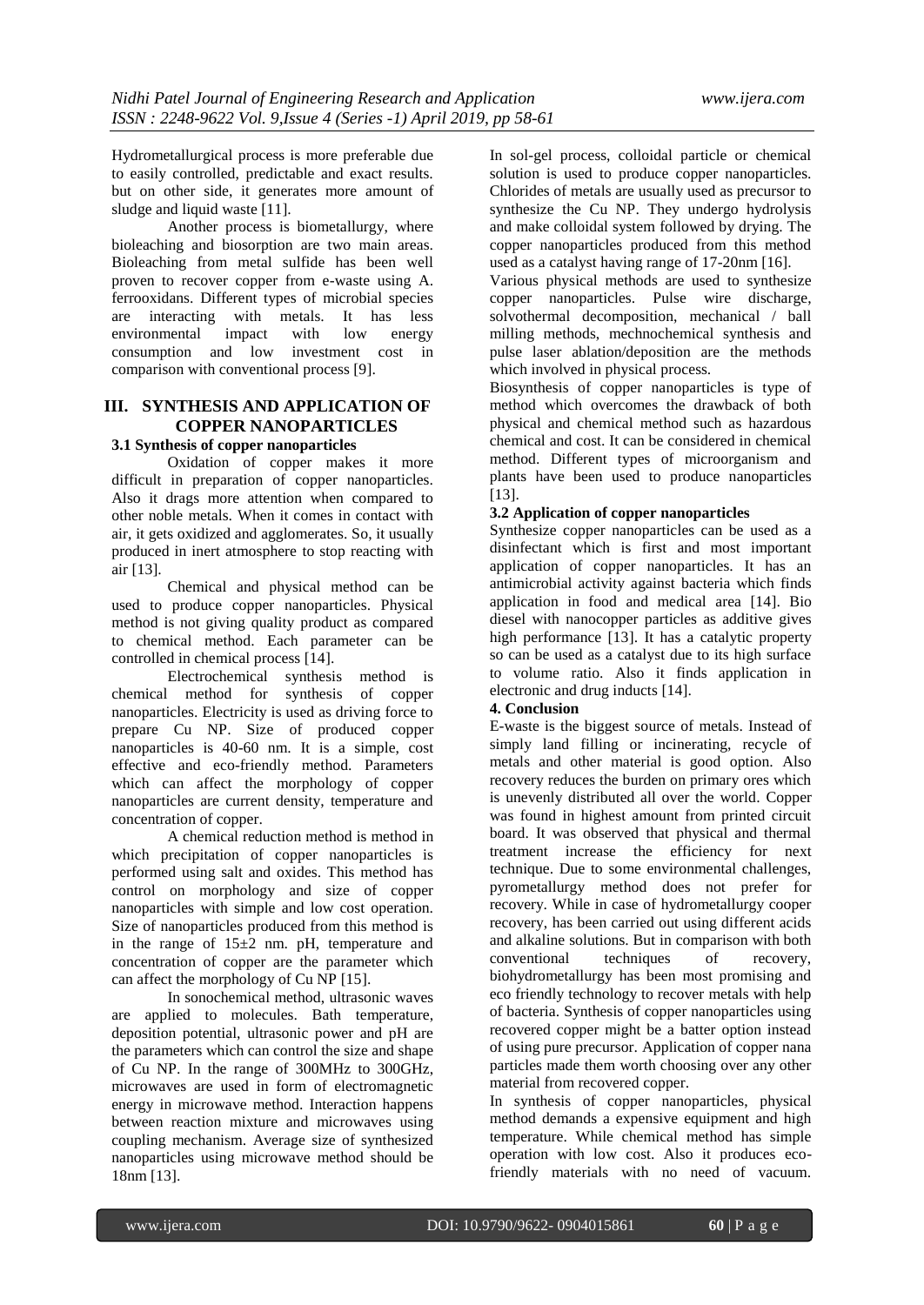Hydrometallurgical process is more preferable due to easily controlled, predictable and exact results. but on other side, it generates more amount of sludge and liquid waste [11].

Another process is biometallurgy, where bioleaching and biosorption are two main areas. Bioleaching from metal sulfide has been well proven to recover copper from e-waste using A. ferrooxidans. Different types of microbial species are interacting with metals. It has less environmental impact with low energy consumption and low investment cost in comparison with conventional process [9].

## III. SYNTHESIS AND APPLICATION OF COPPER NANOPARTICLES

### 3.1 Synthesis of copper nanoparticles

Oxidation of copper makes it more difficult in preparation of copper nanoparticles. Also it drags more attention when compared to other noble metals. When it comes in contact with air, it gets oxidized and agglomerates. So, it usually produced in inert atmosphere to stop reacting with air [13].

Chemical and physical method can be used to produce copper nanoparticles. Physical method is not giving quality product as compared to chemical method. Each parameter can be controlled in chemical process [14].

Electrochemical synthesis method is chemical method for synthesis of copper nanoparticles. Electricity is used as driving force to prepare Cu NP. Size of produced copper nanoparticles is 40-60 nm. It is a simple, cost effective and eco-friendly method. Parameters which can affect the morphology of copper nanoparticles are current density, temperature and concentration of copper.

A chemical reduction method is method in which precipitation of copper nanoparticles is performed using salt and oxides. This method has control on morphology and size of copper nanoparticles with simple and low cost operation. Size of nanoparticles produced from this method is in the range of 15±2 nm. pH, temperature and concentration of copper are the parameter which can affect the morphology of Cu NP [15].

In sonochemical method, ultrasonic waves are applied to molecules. Bath temperature, deposition potential, ultrasonic power and pH are the parameters which can control the size and shape of Cu NP. In the range of 300MHz to 300GHz, microwaves are used in form of electromagnetic energy in microwave method. Interaction happens between reaction mixture and microwaves using coupling mechanism. Average size of synthesized nanoparticles using microwave method should be 18nm [13].

In sol-gel process, colloidal particle or chemical solution is used to produce copper nanoparticles. Chlorides of metals are usually used as precursor to synthesize the Cu NP. They undergo hydrolysis and make colloidal system followed by drying. The copper nanoparticles produced from this method used as a catalyst having range of 17-20nm [16].

Various physical methods are used to synthesize copper nanoparticles. Pulse wire discharge, solvothermal decomposition, mechanical / ball milling methods, mechnochemical synthesis and pulse laser ablation/deposition are the methods which involved in physical process.

Biosynthesis of copper nanoparticles is type of method which overcomes the drawback of both physical and chemical method such as hazardous chemical and cost. It can be considered in chemical method. Different types of microorganism and plants have been used to produce nanoparticles [13].

### 3.2 Application of copper nanoparticles

Synthesize copper nanoparticles can be used as a disinfectant which is first and most important application of copper nanoparticles. It has an antimicrobial activity against bacteria which finds application in food and medical area [14]. Bio diesel with nanocopper particles as additive gives high performance [13]. It has a catalytic property so can be used as a catalyst due to its high surface to volume ratio. Also it finds application in electronic and drug inducts [14].

## 4. Conclusion

E-waste is the biggest source of metals. Instead of simply land filling or incinerating, recycle of metals and other material is good option. Also recovery reduces the burden on primary ores which is unevenly distributed all over the world. Copper was found in highest amount from printed circuit board. It was observed that physical and thermal treatment increase the efficiency for next technique. Due to some environmental challenges, pyrometallurgy method does not prefer for recovery. While in case of hydrometallurgy cooper recovery, has been carried out using different acids and alkaline solutions. But in comparison with both conventional techniques of recovery, biohydrometallurgy has been most promising and eco friendly technology to recover metals with help of bacteria. Synthesis of copper nanoparticles using recovered copper might be a batter option instead of using pure precursor. Application of copper nana particles made them worth choosing over any other material from recovered copper.

In synthesis of copper nanoparticles, physical method demands a expensive equipment and high temperature. While chemical method has simple operation with low cost. Also it produces eco-friendly materials with no need of vacuum.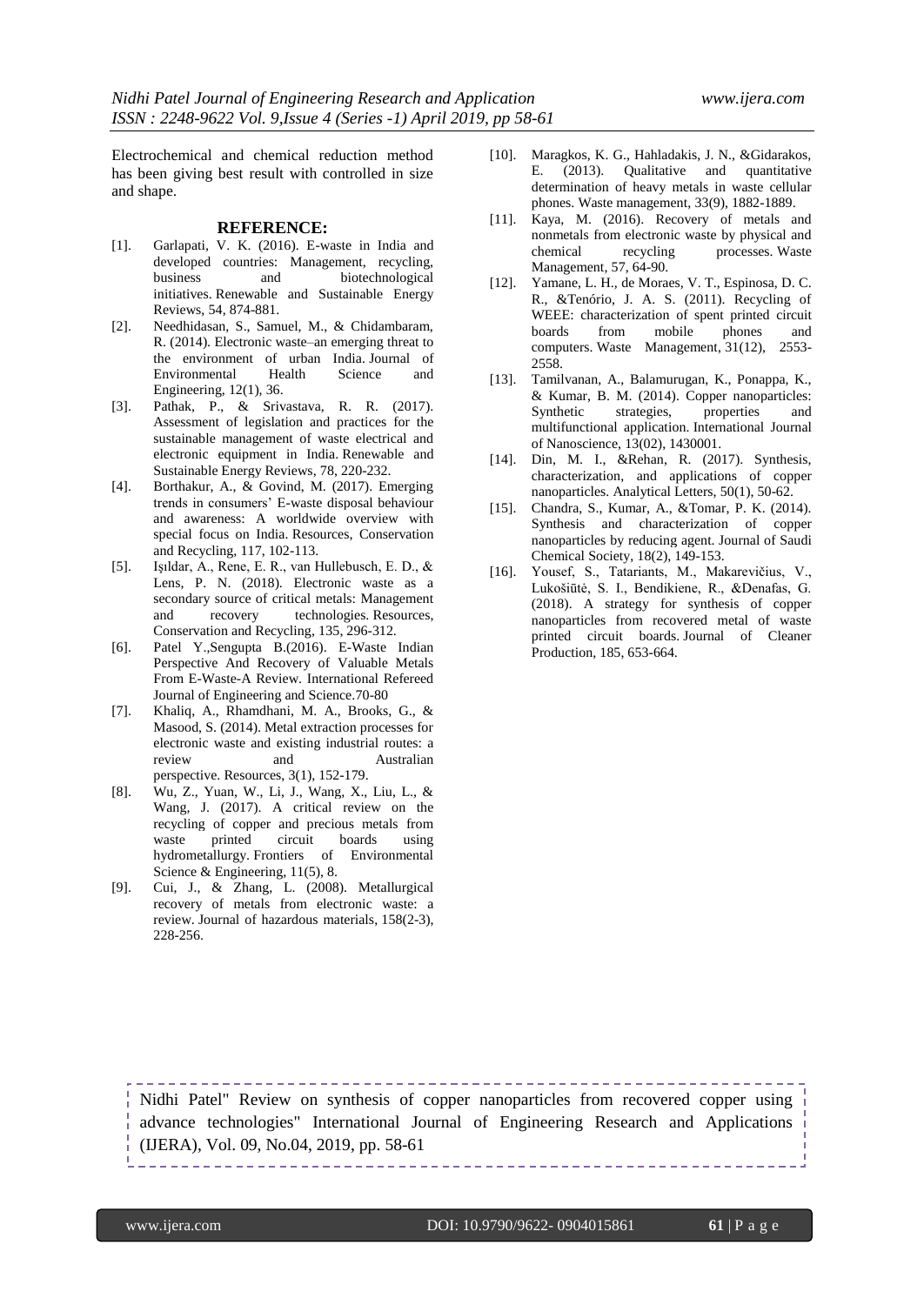Electrochemical and chemical reduction method has been giving best result with controlled in size and shape.

## REFERENCE:

[1]. Garlapati, V. K. (2016). E-waste in India and developed countries: Management, recycling, business and biotechnological initiatives. Renewable and Sustainable Energy Reviews, 54, 874-881.

[2]. Needhidasan, S., Samuel, M., & Chidambaram, R. (2014). Electronic waste–an emerging threat to the environment of urban India. Journal of Environmental Health Science and Engineering, 12(1), 36.

[3]. Pathak, P., & Srivastava, R. R. (2017). Assessment of legislation and practices for the sustainable management of waste electrical and electronic equipment in India. Renewable and Sustainable Energy Reviews, 78, 220-232.

[4]. Borthakur, A., & Govind, M. (2017). Emerging trends in consumers' E-waste disposal behaviour and awareness: A worldwide overview with special focus on India. Resources, Conservation and Recycling, 117, 102-113.

[5]. Işıldar, A., Rene, E. R., van Hullebusch, E. D., & Lens, P. N. (2018). Electronic waste as a secondary source of critical metals: Management and recovery technologies. Resources, Conservation and Recycling, 135, 296-312.

[6]. Patel Y.,Sengupta B.(2016). E-Waste Indian Perspective And Recovery of Valuable Metals From E-Waste-A Review. International Refereed Journal of Engineering and Science.70-80

[7]. Khaliq, A., Rhamdhani, M. A., Brooks, G., & Masood, S. (2014). Metal extraction processes for electronic waste and existing industrial routes: a review and Australian perspective. Resources, 3(1), 152-179.

[8]. Wu, Z., Yuan, W., Li, J., Wang, X., Liu, L., & Wang, J. (2017). A critical review on the recycling of copper and precious metals from waste printed circuit boards using hydrometallurgy. Frontiers of Environmental Science & Engineering, 11(5), 8.

[9]. Cui, J., & Zhang, L. (2008). Metallurgical recovery of metals from electronic waste: a review. Journal of hazardous materials, 158(2-3), 228-256.

[10]. Maragkos, K. G., Hahladakis, J. N., &Gidarakos, E. (2013). Qualitative and quantitative determination of heavy metals in waste cellular phones. Waste management, 33(9), 1882-1889.

[11]. Kaya, M. (2016). Recovery of metals and nonmetals from electronic waste by physical and chemical recycling processes. Waste Management, 57, 64-90.

[12]. Yamane, L. H., de Moraes, V. T., Espinosa, D. C. R., &Tenório, J. A. S. (2011). Recycling of WEEE: characterization of spent printed circuit boards from mobile phones and computers. Waste Management, 31(12), 2553-2558.

[13]. Tamilvanan, A., Balamurugan, K., Ponappa, K., & Kumar, B. M. (2014). Copper nanoparticles: Synthetic strategies, properties and multifunctional application. International Journal of Nanoscience, 13(02), 1430001.

[14]. Din, M. I., &Rehan, R. (2017). Synthesis, characterization, and applications of copper nanoparticles. Analytical Letters, 50(1), 50-62.

[15]. Chandra, S., Kumar, A., &Tomar, P. K. (2014). Synthesis and characterization of copper nanoparticles by reducing agent. Journal of Saudi Chemical Society, 18(2), 149-153.

[16]. Yousef, S., Tatariants, M., Makarevičius, V., Lukošiūtė, S. I., Bendikiene, R., &Denafas, G. (2018). A strategy for synthesis of copper nanoparticles from recovered metal of waste printed circuit boards. Journal of Cleaner Production, 185, 653-664.

Nidhi Patel" Review on synthesis of copper nanoparticles from recovered copper using advance technologies" International Journal of Engineering Research and Applications (IJERA), Vol. 09, No.04, 2019, pp. 58-61